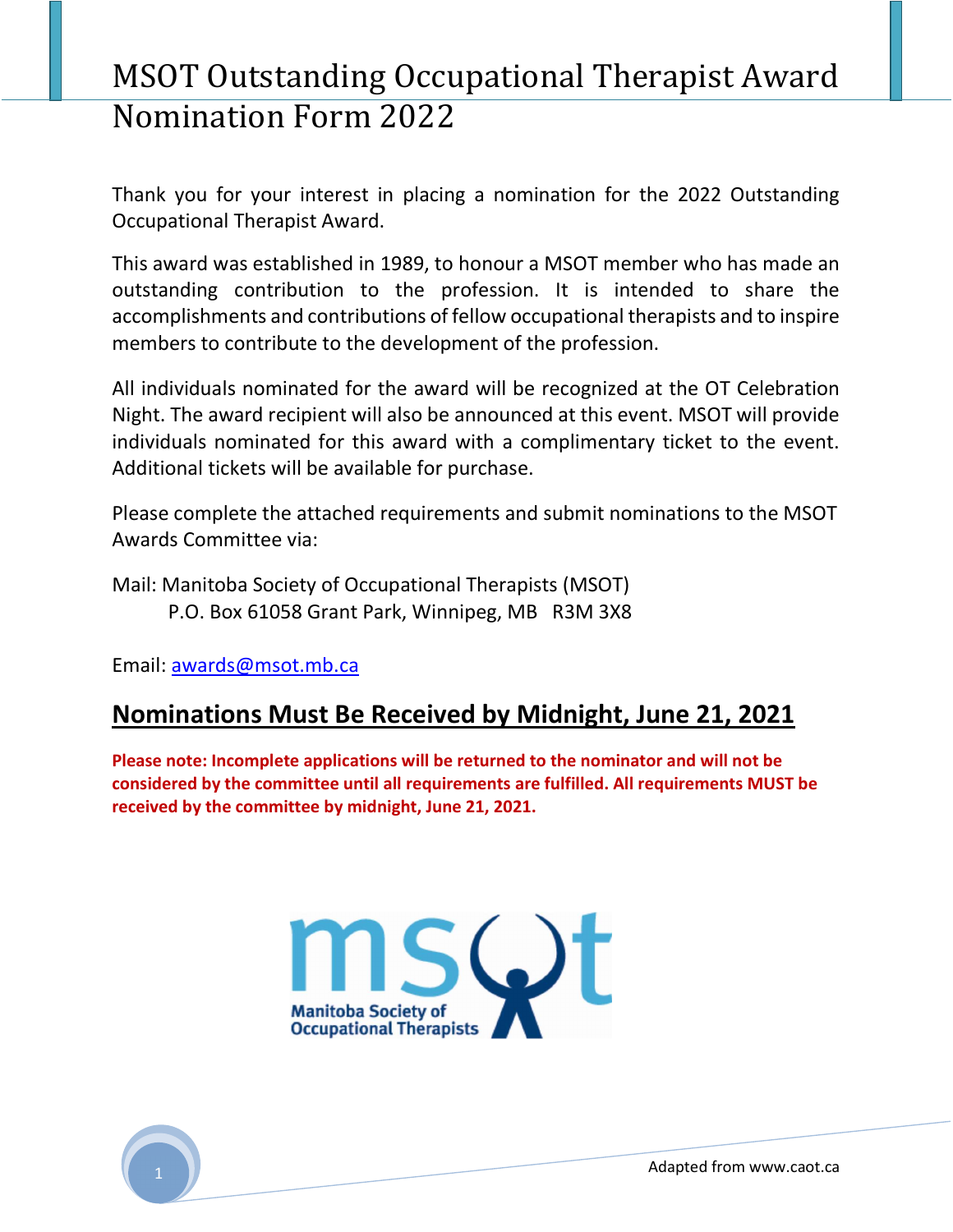# MSOT Outstanding Occupational Therapist Award Nomination Form 2022

Thank you for your interest in placing a nomination for the 2022 Outstanding Occupational Therapist Award.

This award was established in 1989, to honour a MSOT member who has made an outstanding contribution to the profession. It is intended to share the accomplishments and contributions of fellow occupational therapists and to inspire members to contribute to the development of the profession.

All individuals nominated for the award will be recognized at the OT Celebration Night. The award recipient will also be announced at this event. MSOT will provide individuals nominated for this award with a complimentary ticket to the event. Additional tickets will be available for purchase.

Please complete the attached requirements and submit nominations to the MSOT Awards Committee via:

Mail: Manitoba Society of Occupational Therapists (MSOT)
P.O. Box 61058 Grant Park, Winnipeg, MB R3M 3X8

Email: awards@msot.mb.ca

## Nominations Must Be Received by Midnight, June 21, 2021

**Please note: Incomplete applications will be returned to the nominator and will not be considered by the committee until all requirements are fulfilled. All requirements MUST be received by the committee by midnight, June 21, 2021.**

msot
Manitoba Society of Occupational Therapists

Adapted from www.caot.ca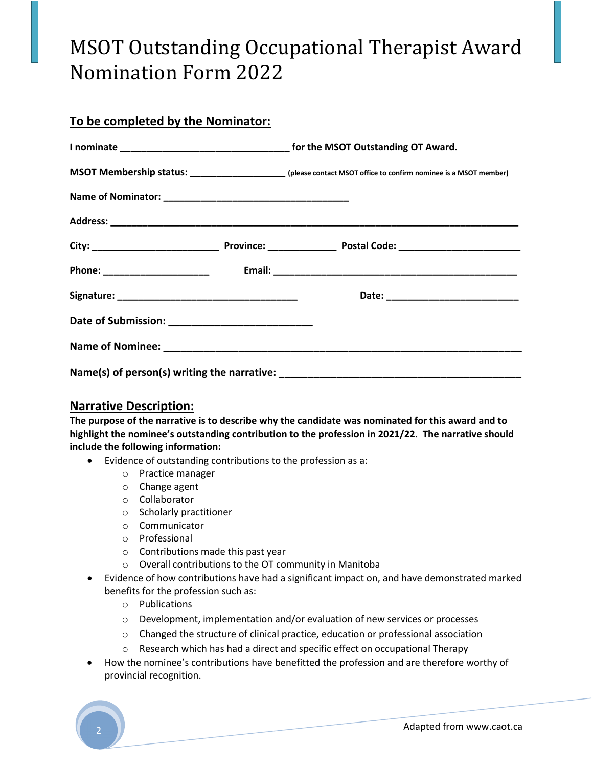# MSOT Outstanding Occupational Therapist Award Nomination Form 2022

## To be completed by the Nominator:

**I nominate \_\_\_\_\_\_\_\_\_\_\_\_\_\_\_\_\_\_\_\_\_\_\_\_\_\_\_\_\_\_\_\_ for the MSOT Outstanding OT Award.**

**MSOT Membership status: \_\_\_\_\_\_\_\_\_\_\_\_\_\_\_\_\_\_** **(please contact MSOT office to confirm nominee is a MSOT member)**

**Name of Nominator: \_\_\_\_\_\_\_\_\_\_\_\_\_\_\_\_\_\_\_\_\_\_\_\_\_\_\_\_\_\_\_\_\_\_\_**

**Address: \_\_\_\_\_\_\_\_\_\_\_\_\_\_\_\_\_\_\_\_\_\_\_\_\_\_\_\_\_\_\_\_\_\_\_\_\_\_\_\_\_\_\_\_\_\_\_\_\_\_\_\_\_\_\_\_\_\_\_\_\_\_\_\_\_\_\_\_\_\_\_\_\_\_\_\_\_\_**

**City: \_\_\_\_\_\_\_\_\_\_\_\_\_\_\_\_\_\_\_\_\_\_\_\_ Province: \_\_\_\_\_\_\_\_\_\_\_\_\_ Postal Code: \_\_\_\_\_\_\_\_\_\_\_\_\_\_\_\_\_\_\_\_\_\_\_**

**Phone: \_\_\_\_\_\_\_\_\_\_\_\_\_\_\_\_\_\_\_\_ Email: \_\_\_\_\_\_\_\_\_\_\_\_\_\_\_\_\_\_\_\_\_\_\_\_\_\_\_\_\_\_\_\_\_\_\_\_\_\_\_\_\_\_\_\_\_\_**

**Signature: \_\_\_\_\_\_\_\_\_\_\_\_\_\_\_\_\_\_\_\_\_\_\_\_\_\_\_\_\_\_\_\_\_\_ Date: \_\_\_\_\_\_\_\_\_\_\_\_\_\_\_\_\_\_\_\_\_\_\_\_\_**

**Date of Submission: \_\_\_\_\_\_\_\_\_\_\_\_\_\_\_\_\_\_\_\_\_\_\_\_\_\_\_**

**Name of Nominee: \_\_\_\_\_\_\_\_\_\_\_\_\_\_\_\_\_\_\_\_\_\_\_\_\_\_\_\_\_\_\_\_\_\_\_\_\_\_\_\_\_\_\_\_\_\_\_\_\_\_\_\_\_\_\_\_\_\_\_\_\_\_\_\_\_\_\_**

**Name(s) of person(s) writing the narrative: \_\_\_\_\_\_\_\_\_\_\_\_\_\_\_\_\_\_\_\_\_\_\_\_\_\_\_\_\_\_\_\_\_\_\_\_\_\_\_\_\_\_\_\_\_\_**

## Narrative Description:

**The purpose of the narrative is to describe why the candidate was nominated for this award and to highlight the nominee's outstanding contribution to the profession in 2021/22. The narrative should include the following information:**

- Evidence of outstanding contributions to the profession as a:
  - Practice manager
  - Change agent
  - Collaborator
  - Scholarly practitioner
  - Communicator
  - Professional
  - Contributions made this past year
  - Overall contributions to the OT community in Manitoba
- Evidence of how contributions have had a significant impact on, and have demonstrated marked benefits for the profession such as:
  - Publications
  - Development, implementation and/or evaluation of new services or processes
  - Changed the structure of clinical practice, education or professional association
  - Research which has had a direct and specific effect on occupational Therapy
- How the nominee's contributions have benefitted the profession and are therefore worthy of provincial recognition.

Adapted from www.caot.ca